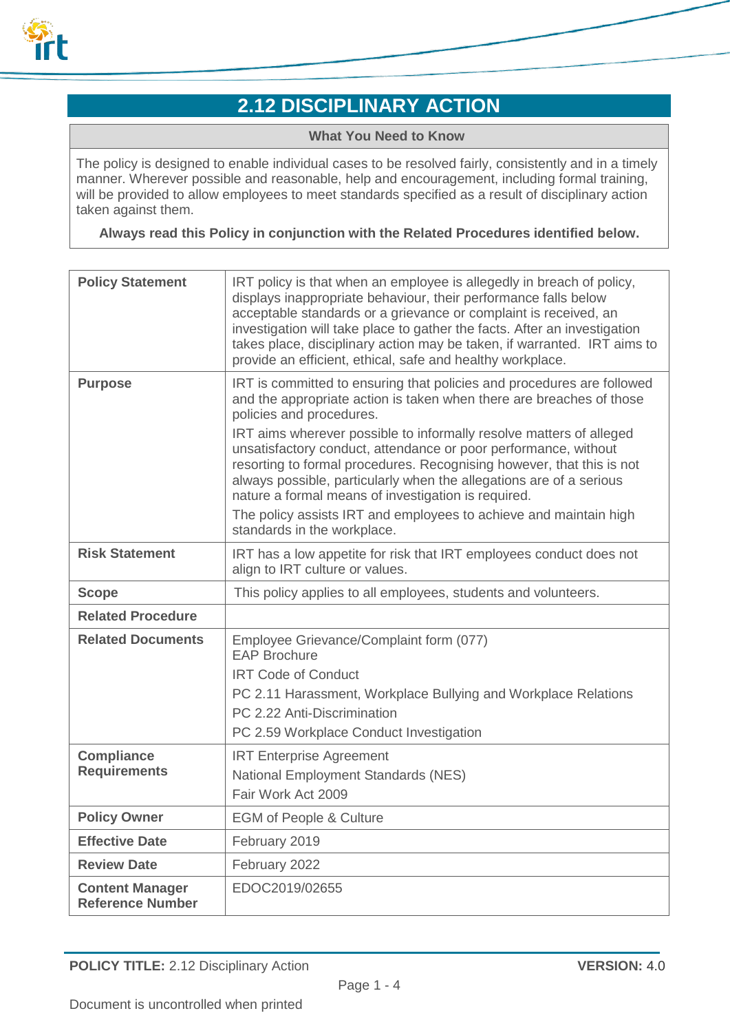# 2.12 DISCIPLINARY ACTION

| What You Need to Know |
|---|
| The policy is designed to enable individual cases to be resolved fairly, consistently and in a timely manner. Wherever possible and reasonable, help and encouragement, including formal training, will be provided to allow employees to meet standards specified as a result of disciplinary action taken against them. **Always read this Policy in conjunction with the Related Procedures identified below.** |

| | |
|---|---|
| **Policy Statement** | IRT policy is that when an employee is allegedly in breach of policy, displays inappropriate behaviour, their performance falls below acceptable standards or a grievance or complaint is received, an investigation will take place to gather the facts. After an investigation takes place, disciplinary action may be taken, if warranted. IRT aims to provide an efficient, ethical, safe and healthy workplace. |
| **Purpose** | IRT is committed to ensuring that policies and procedures are followed and the appropriate action is taken when there are breaches of those policies and procedures.<br><br>IRT aims wherever possible to informally resolve matters of alleged unsatisfactory conduct, attendance or poor performance, without resorting to formal procedures. Recognising however, that this is not always possible, particularly when the allegations are of a serious nature a formal means of investigation is required.<br><br>The policy assists IRT and employees to achieve and maintain high standards in the workplace. |
| **Risk Statement** | IRT has a low appetite for risk that IRT employees conduct does not align to IRT culture or values. |
| **Scope** | This policy applies to all employees, students and volunteers. |
| **Related Procedure** | |
| **Related Documents** | Employee Grievance/Complaint form (077)<br>EAP Brochure<br>IRT Code of Conduct<br>PC 2.11 Harassment, Workplace Bullying and Workplace Relations<br>PC 2.22 Anti-Discrimination<br>PC 2.59 Workplace Conduct Investigation |
| **Compliance Requirements** | IRT Enterprise Agreement<br>National Employment Standards (NES)<br>Fair Work Act 2009 |
| **Policy Owner** | EGM of People & Culture |
| **Effective Date** | February 2019 |
| **Review Date** | February 2022 |
| **Content Manager Reference Number** | EDOC2019/02655 |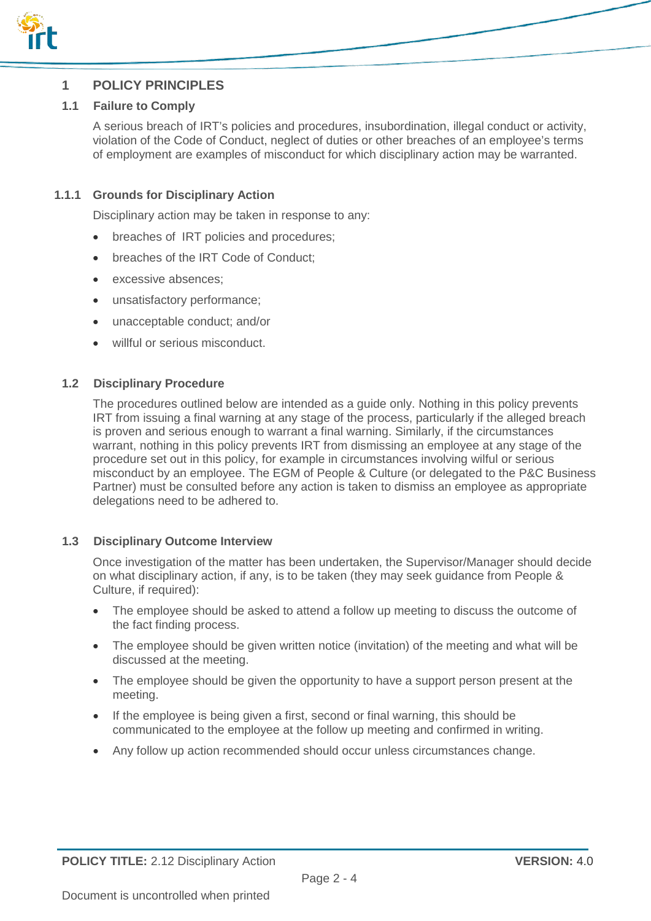# 1 POLICY PRINCIPLES

## 1.1 Failure to Comply

A serious breach of IRT's policies and procedures, insubordination, illegal conduct or activity, violation of the Code of Conduct, neglect of duties or other breaches of an employee's terms of employment are examples of misconduct for which disciplinary action may be warranted.

### 1.1.1 Grounds for Disciplinary Action

Disciplinary action may be taken in response to any:

- breaches of IRT policies and procedures;
- breaches of the IRT Code of Conduct;
- excessive absences;
- unsatisfactory performance;
- unacceptable conduct; and/or
- willful or serious misconduct.

## 1.2 Disciplinary Procedure

The procedures outlined below are intended as a guide only. Nothing in this policy prevents IRT from issuing a final warning at any stage of the process, particularly if the alleged breach is proven and serious enough to warrant a final warning. Similarly, if the circumstances warrant, nothing in this policy prevents IRT from dismissing an employee at any stage of the procedure set out in this policy, for example in circumstances involving wilful or serious misconduct by an employee. The EGM of People & Culture (or delegated to the P&C Business Partner) must be consulted before any action is taken to dismiss an employee as appropriate delegations need to be adhered to.

## 1.3 Disciplinary Outcome Interview

Once investigation of the matter has been undertaken, the Supervisor/Manager should decide on what disciplinary action, if any, is to be taken (they may seek guidance from People & Culture, if required):

- The employee should be asked to attend a follow up meeting to discuss the outcome of the fact finding process.
- The employee should be given written notice (invitation) of the meeting and what will be discussed at the meeting.
- The employee should be given the opportunity to have a support person present at the meeting.
- If the employee is being given a first, second or final warning, this should be communicated to the employee at the follow up meeting and confirmed in writing.
- Any follow up action recommended should occur unless circumstances change.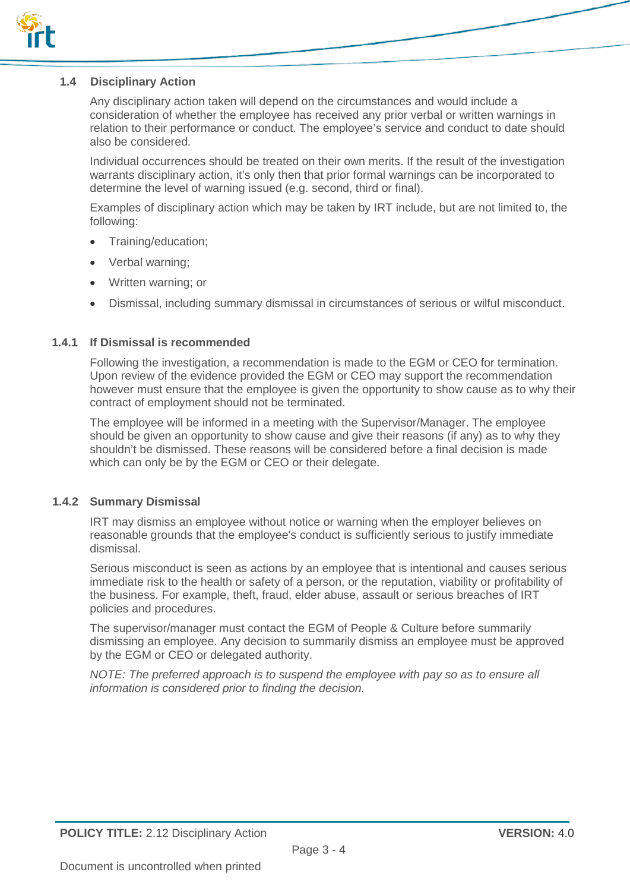### 1.4 Disciplinary Action

Any disciplinary action taken will depend on the circumstances and would include a consideration of whether the employee has received any prior verbal or written warnings in relation to their performance or conduct. The employee's service and conduct to date should also be considered.

Individual occurrences should be treated on their own merits. If the result of the investigation warrants disciplinary action, it's only then that prior formal warnings can be incorporated to determine the level of warning issued (e.g. second, third or final).

Examples of disciplinary action which may be taken by IRT include, but are not limited to, the following:

- Training/education;
- Verbal warning;
- Written warning; or
- Dismissal, including summary dismissal in circumstances of serious or wilful misconduct.

#### 1.4.1 If Dismissal is recommended

Following the investigation, a recommendation is made to the EGM or CEO for termination. Upon review of the evidence provided the EGM or CEO may support the recommendation however must ensure that the employee is given the opportunity to show cause as to why their contract of employment should not be terminated.

The employee will be informed in a meeting with the Supervisor/Manager. The employee should be given an opportunity to show cause and give their reasons (if any) as to why they shouldn't be dismissed. These reasons will be considered before a final decision is made which can only be by the EGM or CEO or their delegate.

#### 1.4.2 Summary Dismissal

IRT may dismiss an employee without notice or warning when the employer believes on reasonable grounds that the employee's conduct is sufficiently serious to justify immediate dismissal.

Serious misconduct is seen as actions by an employee that is intentional and causes serious immediate risk to the health or safety of a person, or the reputation, viability or profitability of the business. For example, theft, fraud, elder abuse, assault or serious breaches of IRT policies and procedures.

The supervisor/manager must contact the EGM of People & Culture before summarily dismissing an employee. Any decision to summarily dismiss an employee must be approved by the EGM or CEO or delegated authority.

*NOTE: The preferred approach is to suspend the employee with pay so as to ensure all information is considered prior to finding the decision.*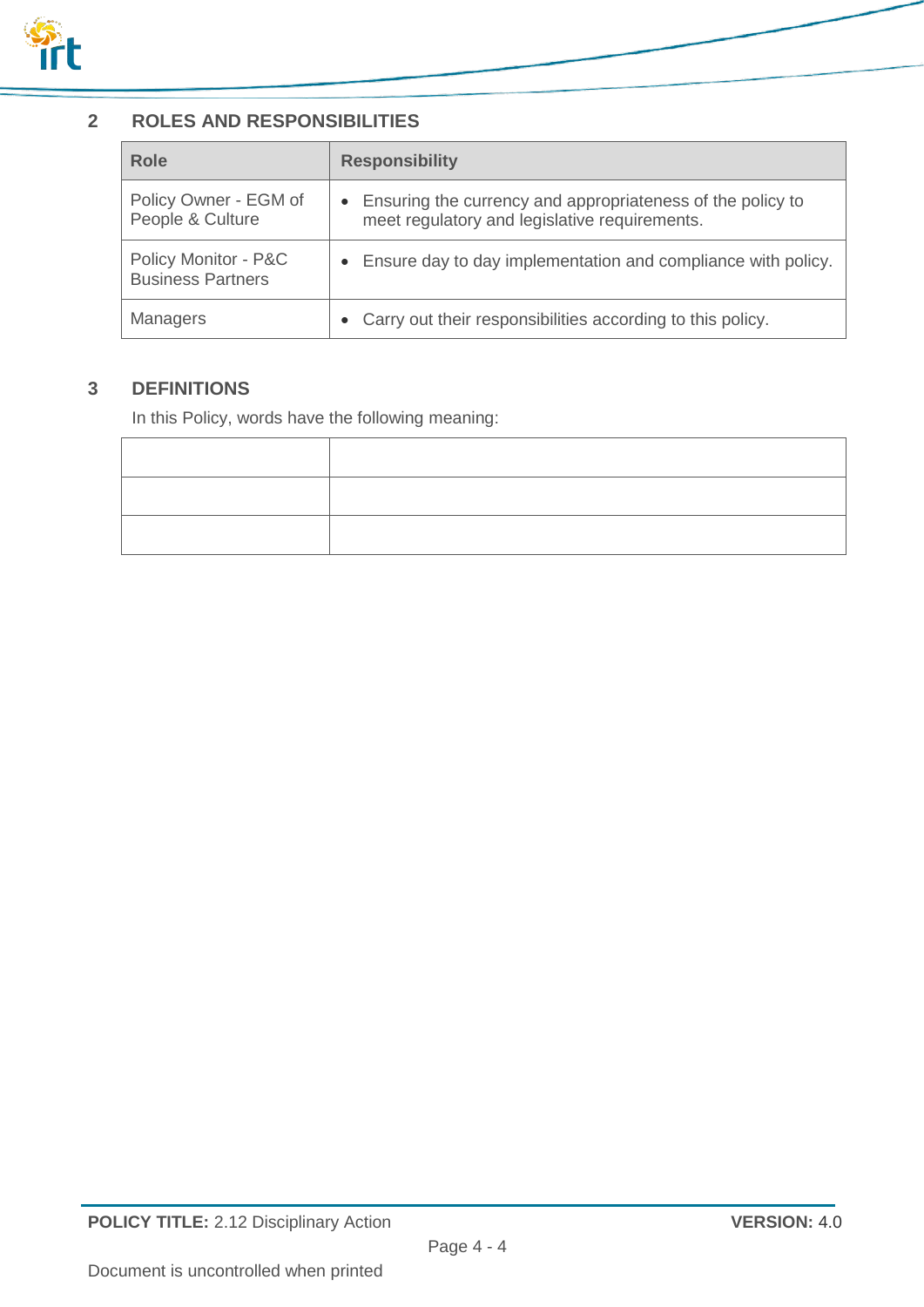## 2 ROLES AND RESPONSIBILITIES

| Role | Responsibility |
|---|---|
| Policy Owner - EGM of People & Culture | • Ensuring the currency and appropriateness of the policy to meet regulatory and legislative requirements. |
| Policy Monitor - P&C Business Partners | • Ensure day to day implementation and compliance with policy. |
| Managers | • Carry out their responsibilities according to this policy. |

## 3 DEFINITIONS

In this Policy, words have the following meaning:

| | |
|---|---|
| | |
| | |
| | |

Document is uncontrolled when printed